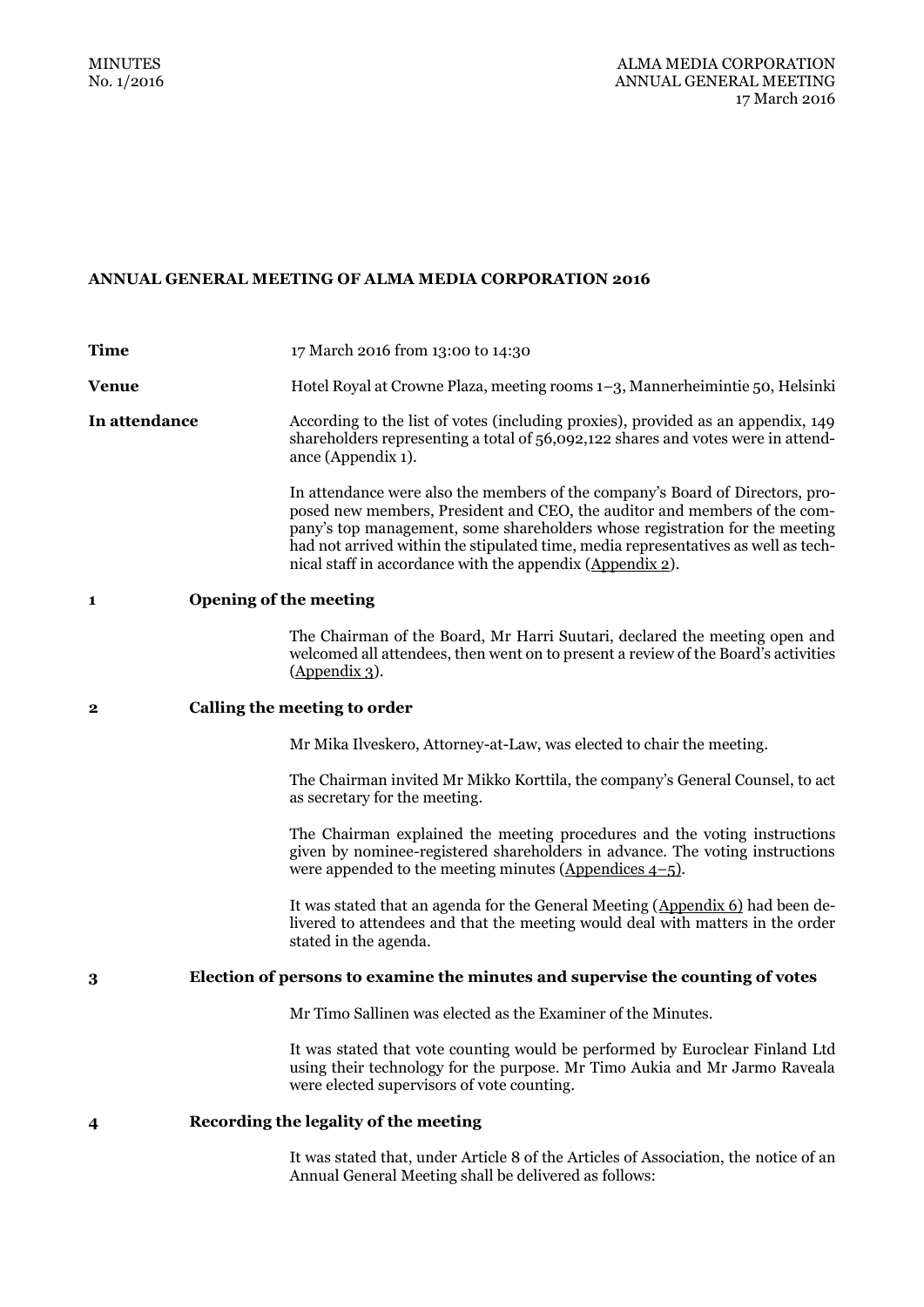MINUTES
No. 1/2016

ALMA MEDIA CORPORATION
ANNUAL GENERAL MEETING
17 March 2016

# ANNUAL GENERAL MEETING OF ALMA MEDIA CORPORATION 2016

**Time** 17 March 2016 from 13:00 to 14:30

**Venue** Hotel Royal at Crowne Plaza, meeting rooms 1–3, Mannerheimintie 50, Helsinki

**In attendance** According to the list of votes (including proxies), provided as an appendix, 149 shareholders representing a total of 56,092,122 shares and votes were in attendance (Appendix 1).

In attendance were also the members of the company's Board of Directors, proposed new members, President and CEO, the auditor and members of the company's top management, some shareholders whose registration for the meeting had not arrived within the stipulated time, media representatives as well as technical staff in accordance with the appendix (Appendix 2).

## 1 Opening of the meeting

The Chairman of the Board, Mr Harri Suutari, declared the meeting open and welcomed all attendees, then went on to present a review of the Board's activities (Appendix 3).

## 2 Calling the meeting to order

Mr Mika Ilveskero, Attorney-at-Law, was elected to chair the meeting.

The Chairman invited Mr Mikko Korttila, the company's General Counsel, to act as secretary for the meeting.

The Chairman explained the meeting procedures and the voting instructions given by nominee-registered shareholders in advance. The voting instructions were appended to the meeting minutes (Appendices 4–5).

It was stated that an agenda for the General Meeting (Appendix 6) had been delivered to attendees and that the meeting would deal with matters in the order stated in the agenda.

## 3 Election of persons to examine the minutes and supervise the counting of votes

Mr Timo Sallinen was elected as the Examiner of the Minutes.

It was stated that vote counting would be performed by Euroclear Finland Ltd using their technology for the purpose. Mr Timo Aukia and Mr Jarmo Raveala were elected supervisors of vote counting.

## 4 Recording the legality of the meeting

It was stated that, under Article 8 of the Articles of Association, the notice of an Annual General Meeting shall be delivered as follows: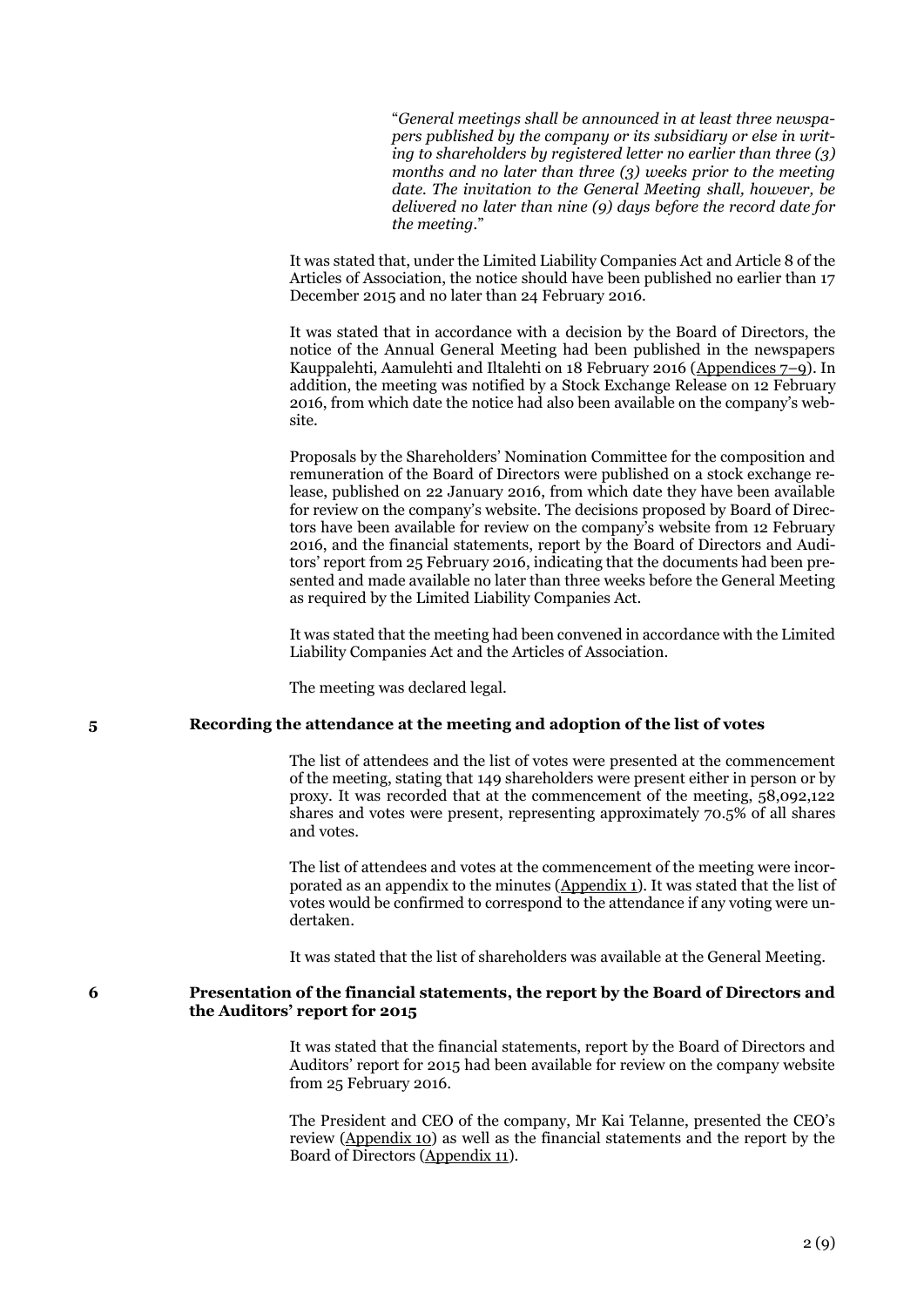"*General meetings shall be announced in at least three newspapers published by the company or its subsidiary or else in writing to shareholders by registered letter no earlier than three (3) months and no later than three (3) weeks prior to the meeting date. The invitation to the General Meeting shall, however, be delivered no later than nine (9) days before the record date for the meeting.*"

It was stated that, under the Limited Liability Companies Act and Article 8 of the Articles of Association, the notice should have been published no earlier than 17 December 2015 and no later than 24 February 2016.

It was stated that in accordance with a decision by the Board of Directors, the notice of the Annual General Meeting had been published in the newspapers Kauppalehti, Aamulehti and Iltalehti on 18 February 2016 (Appendices 7–9). In addition, the meeting was notified by a Stock Exchange Release on 12 February 2016, from which date the notice had also been available on the company's website.

Proposals by the Shareholders' Nomination Committee for the composition and remuneration of the Board of Directors were published on a stock exchange release, published on 22 January 2016, from which date they have been available for review on the company's website. The decisions proposed by Board of Directors have been available for review on the company's website from 12 February 2016, and the financial statements, report by the Board of Directors and Auditors' report from 25 February 2016, indicating that the documents had been presented and made available no later than three weeks before the General Meeting as required by the Limited Liability Companies Act.

It was stated that the meeting had been convened in accordance with the Limited Liability Companies Act and the Articles of Association.

The meeting was declared legal.

## 5 Recording the attendance at the meeting and adoption of the list of votes

The list of attendees and the list of votes were presented at the commencement of the meeting, stating that 149 shareholders were present either in person or by proxy. It was recorded that at the commencement of the meeting, 58,092,122 shares and votes were present, representing approximately 70.5% of all shares and votes.

The list of attendees and votes at the commencement of the meeting were incorporated as an appendix to the minutes (Appendix 1). It was stated that the list of votes would be confirmed to correspond to the attendance if any voting were undertaken.

It was stated that the list of shareholders was available at the General Meeting.

## 6 Presentation of the financial statements, the report by the Board of Directors and the Auditors' report for 2015

It was stated that the financial statements, report by the Board of Directors and Auditors' report for 2015 had been available for review on the company website from 25 February 2016.

The President and CEO of the company, Mr Kai Telanne, presented the CEO's review (Appendix 10) as well as the financial statements and the report by the Board of Directors (Appendix 11).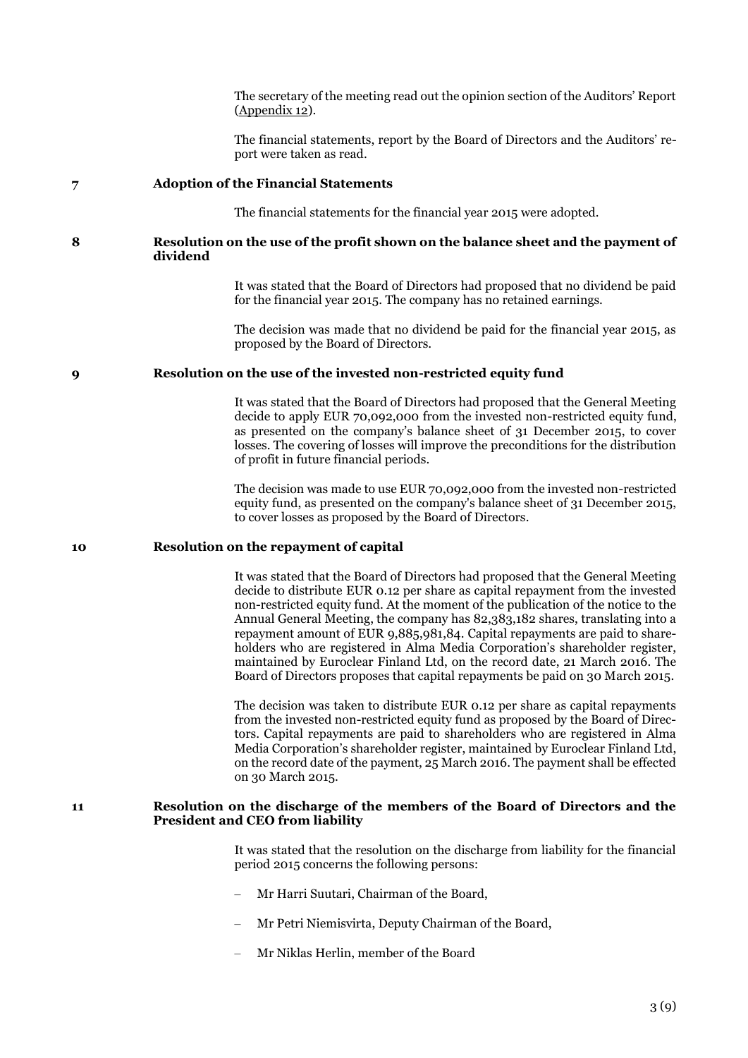The secretary of the meeting read out the opinion section of the Auditors' Report (Appendix 12).

The financial statements, report by the Board of Directors and the Auditors' report were taken as read.

## 7 Adoption of the Financial Statements

The financial statements for the financial year 2015 were adopted.

## 8 Resolution on the use of the profit shown on the balance sheet and the payment of dividend

It was stated that the Board of Directors had proposed that no dividend be paid for the financial year 2015. The company has no retained earnings.

The decision was made that no dividend be paid for the financial year 2015, as proposed by the Board of Directors.

## 9 Resolution on the use of the invested non-restricted equity fund

It was stated that the Board of Directors had proposed that the General Meeting decide to apply EUR 70,092,000 from the invested non-restricted equity fund, as presented on the company's balance sheet of 31 December 2015, to cover losses. The covering of losses will improve the preconditions for the distribution of profit in future financial periods.

The decision was made to use EUR 70,092,000 from the invested non-restricted equity fund, as presented on the company's balance sheet of 31 December 2015, to cover losses as proposed by the Board of Directors.

## 10 Resolution on the repayment of capital

It was stated that the Board of Directors had proposed that the General Meeting decide to distribute EUR 0.12 per share as capital repayment from the invested non-restricted equity fund. At the moment of the publication of the notice to the Annual General Meeting, the company has 82,383,182 shares, translating into a repayment amount of EUR 9,885,981,84. Capital repayments are paid to shareholders who are registered in Alma Media Corporation's shareholder register, maintained by Euroclear Finland Ltd, on the record date, 21 March 2016. The Board of Directors proposes that capital repayments be paid on 30 March 2015.

The decision was taken to distribute EUR 0.12 per share as capital repayments from the invested non-restricted equity fund as proposed by the Board of Directors. Capital repayments are paid to shareholders who are registered in Alma Media Corporation's shareholder register, maintained by Euroclear Finland Ltd, on the record date of the payment, 25 March 2016. The payment shall be effected on 30 March 2015.

## 11 Resolution on the discharge of the members of the Board of Directors and the President and CEO from liability

It was stated that the resolution on the discharge from liability for the financial period 2015 concerns the following persons:

- Mr Harri Suutari, Chairman of the Board,
- Mr Petri Niemisvirta, Deputy Chairman of the Board,
- Mr Niklas Herlin, member of the Board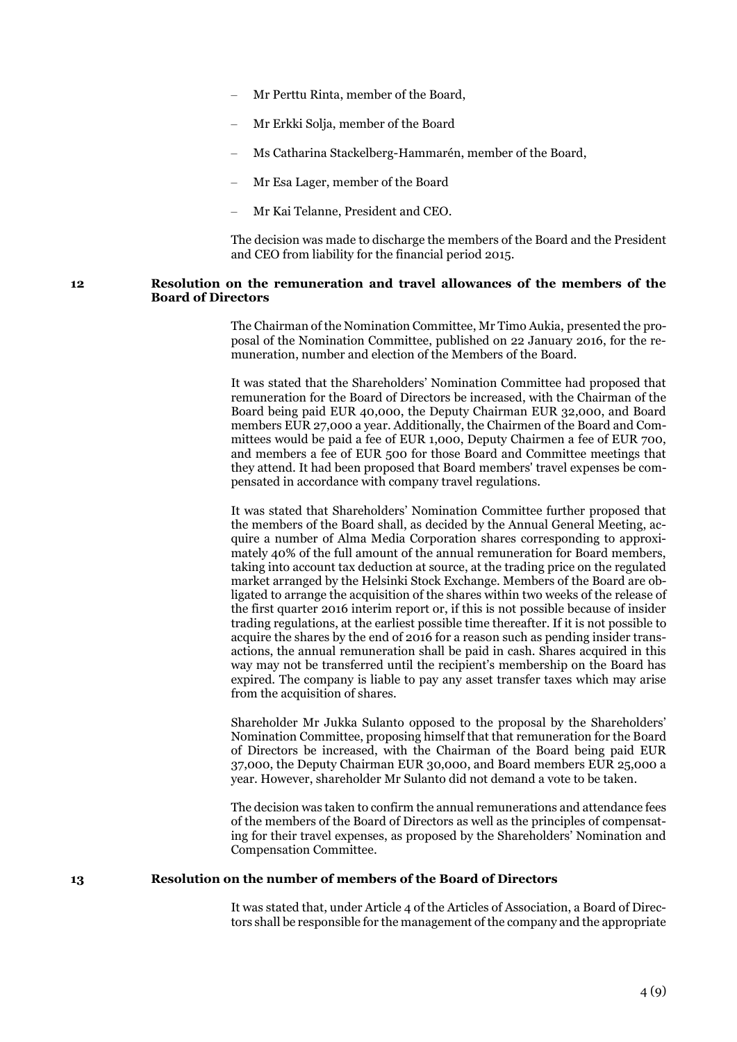- Mr Perttu Rinta, member of the Board,
- Mr Erkki Solja, member of the Board
- Ms Catharina Stackelberg-Hammarén, member of the Board,
- Mr Esa Lager, member of the Board
- Mr Kai Telanne, President and CEO.

The decision was made to discharge the members of the Board and the President and CEO from liability for the financial period 2015.

## 12 Resolution on the remuneration and travel allowances of the members of the Board of Directors

The Chairman of the Nomination Committee, Mr Timo Aukia, presented the proposal of the Nomination Committee, published on 22 January 2016, for the remuneration, number and election of the Members of the Board.

It was stated that the Shareholders' Nomination Committee had proposed that remuneration for the Board of Directors be increased, with the Chairman of the Board being paid EUR 40,000, the Deputy Chairman EUR 32,000, and Board members EUR 27,000 a year. Additionally, the Chairmen of the Board and Committees would be paid a fee of EUR 1,000, Deputy Chairmen a fee of EUR 700, and members a fee of EUR 500 for those Board and Committee meetings that they attend. It had been proposed that Board members' travel expenses be compensated in accordance with company travel regulations.

It was stated that Shareholders' Nomination Committee further proposed that the members of the Board shall, as decided by the Annual General Meeting, acquire a number of Alma Media Corporation shares corresponding to approximately 40% of the full amount of the annual remuneration for Board members, taking into account tax deduction at source, at the trading price on the regulated market arranged by the Helsinki Stock Exchange. Members of the Board are obligated to arrange the acquisition of the shares within two weeks of the release of the first quarter 2016 interim report or, if this is not possible because of insider trading regulations, at the earliest possible time thereafter. If it is not possible to acquire the shares by the end of 2016 for a reason such as pending insider transactions, the annual remuneration shall be paid in cash. Shares acquired in this way may not be transferred until the recipient's membership on the Board has expired. The company is liable to pay any asset transfer taxes which may arise from the acquisition of shares.

Shareholder Mr Jukka Sulanto opposed to the proposal by the Shareholders' Nomination Committee, proposing himself that that remuneration for the Board of Directors be increased, with the Chairman of the Board being paid EUR 37,000, the Deputy Chairman EUR 30,000, and Board members EUR 25,000 a year. However, shareholder Mr Sulanto did not demand a vote to be taken.

The decision was taken to confirm the annual remunerations and attendance fees of the members of the Board of Directors as well as the principles of compensating for their travel expenses, as proposed by the Shareholders' Nomination and Compensation Committee.

## 13 Resolution on the number of members of the Board of Directors

It was stated that, under Article 4 of the Articles of Association, a Board of Directors shall be responsible for the management of the company and the appropriate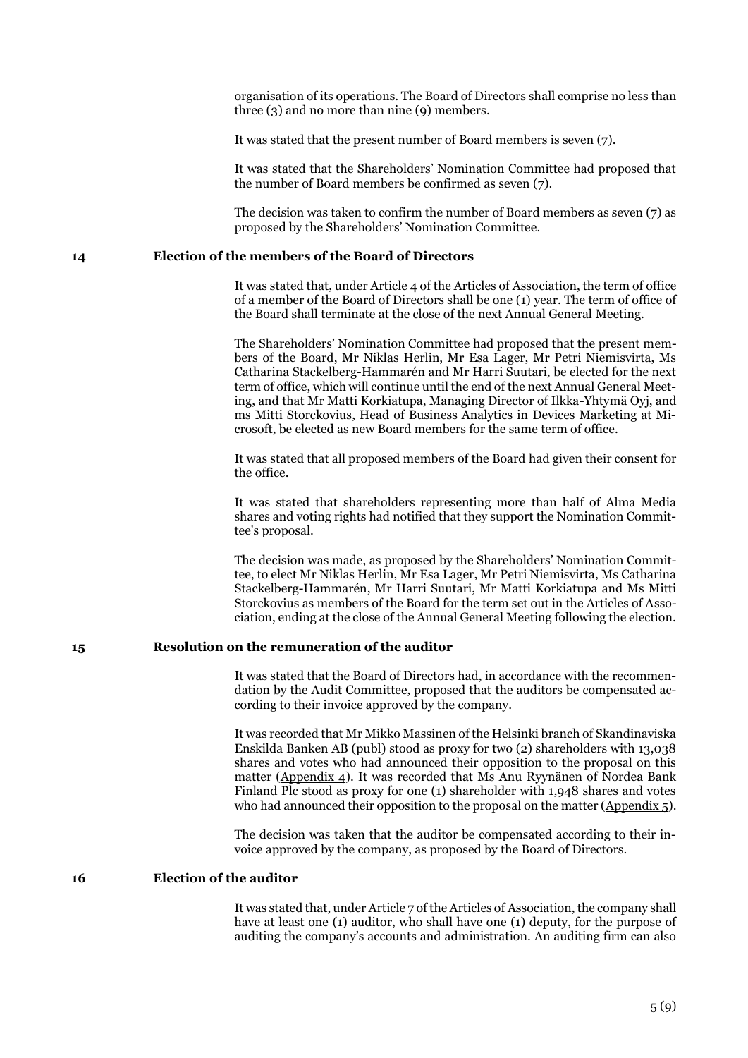organisation of its operations. The Board of Directors shall comprise no less than three (3) and no more than nine (9) members.

It was stated that the present number of Board members is seven (7).

It was stated that the Shareholders' Nomination Committee had proposed that the number of Board members be confirmed as seven (7).

The decision was taken to confirm the number of Board members as seven (7) as proposed by the Shareholders' Nomination Committee.

## 14 Election of the members of the Board of Directors

It was stated that, under Article 4 of the Articles of Association, the term of office of a member of the Board of Directors shall be one (1) year. The term of office of the Board shall terminate at the close of the next Annual General Meeting.

The Shareholders' Nomination Committee had proposed that the present members of the Board, Mr Niklas Herlin, Mr Esa Lager, Mr Petri Niemisvirta, Ms Catharina Stackelberg-Hammarén and Mr Harri Suutari, be elected for the next term of office, which will continue until the end of the next Annual General Meeting, and that Mr Matti Korkiatupa, Managing Director of Ilkka-Yhtymä Oyj, and ms Mitti Storckovius, Head of Business Analytics in Devices Marketing at Microsoft, be elected as new Board members for the same term of office.

It was stated that all proposed members of the Board had given their consent for the office.

It was stated that shareholders representing more than half of Alma Media shares and voting rights had notified that they support the Nomination Committee's proposal.

The decision was made, as proposed by the Shareholders' Nomination Committee, to elect Mr Niklas Herlin, Mr Esa Lager, Mr Petri Niemisvirta, Ms Catharina Stackelberg-Hammarén, Mr Harri Suutari, Mr Matti Korkiatupa and Ms Mitti Storckovius as members of the Board for the term set out in the Articles of Association, ending at the close of the Annual General Meeting following the election.

## 15 Resolution on the remuneration of the auditor

It was stated that the Board of Directors had, in accordance with the recommendation by the Audit Committee, proposed that the auditors be compensated according to their invoice approved by the company.

It was recorded that Mr Mikko Massinen of the Helsinki branch of Skandinaviska Enskilda Banken AB (publ) stood as proxy for two (2) shareholders with 13,038 shares and votes who had announced their opposition to the proposal on this matter (Appendix 4). It was recorded that Ms Anu Ryynänen of Nordea Bank Finland Plc stood as proxy for one (1) shareholder with 1,948 shares and votes who had announced their opposition to the proposal on the matter (Appendix 5).

The decision was taken that the auditor be compensated according to their invoice approved by the company, as proposed by the Board of Directors.

## 16 Election of the auditor

It was stated that, under Article 7 of the Articles of Association, the company shall have at least one (1) auditor, who shall have one (1) deputy, for the purpose of auditing the company's accounts and administration. An auditing firm can also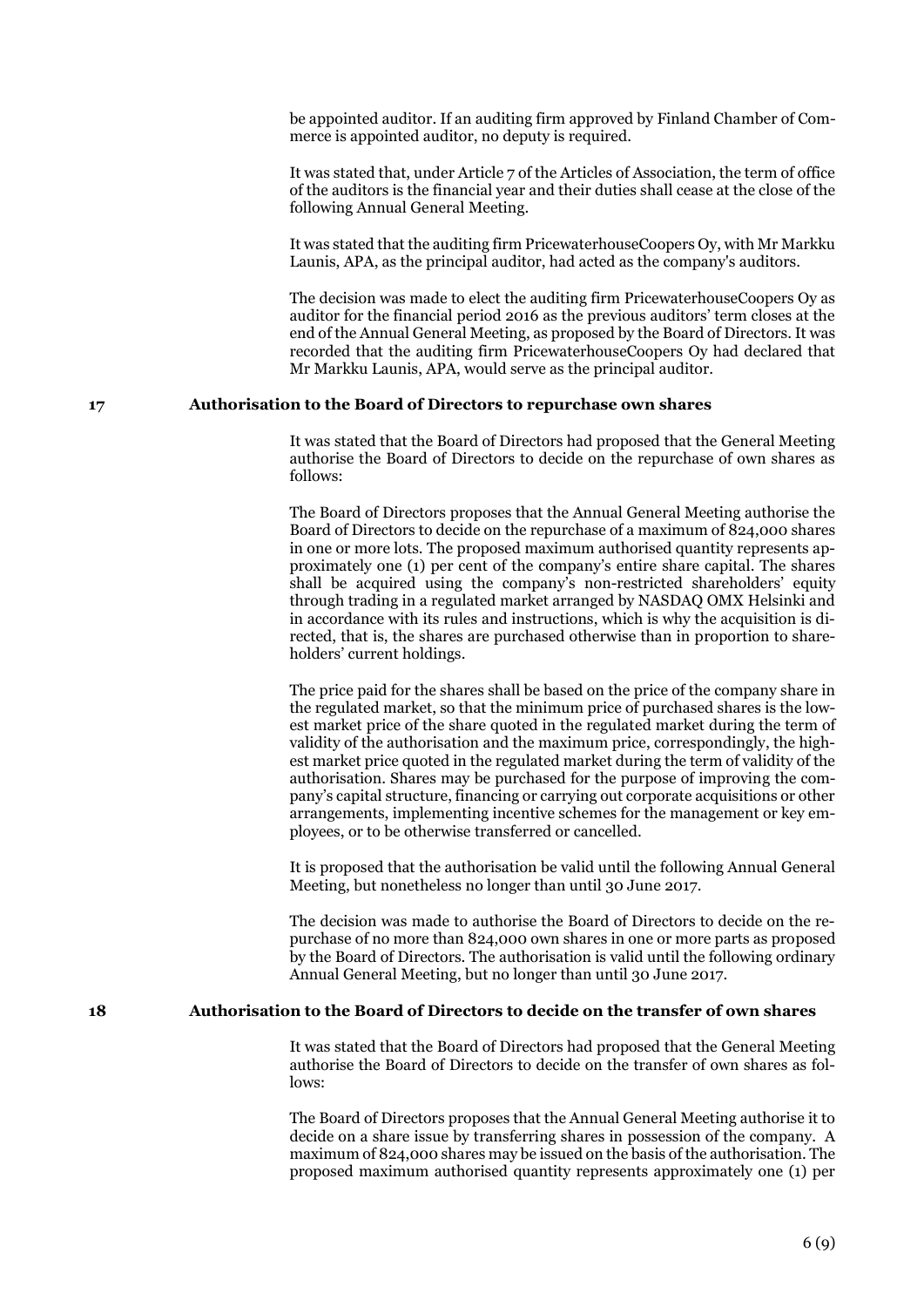be appointed auditor. If an auditing firm approved by Finland Chamber of Commerce is appointed auditor, no deputy is required.

It was stated that, under Article 7 of the Articles of Association, the term of office of the auditors is the financial year and their duties shall cease at the close of the following Annual General Meeting.

It was stated that the auditing firm PricewaterhouseCoopers Oy, with Mr Markku Launis, APA, as the principal auditor, had acted as the company's auditors.

The decision was made to elect the auditing firm PricewaterhouseCoopers Oy as auditor for the financial period 2016 as the previous auditors' term closes at the end of the Annual General Meeting, as proposed by the Board of Directors. It was recorded that the auditing firm PricewaterhouseCoopers Oy had declared that Mr Markku Launis, APA, would serve as the principal auditor.

## 17 Authorisation to the Board of Directors to repurchase own shares

It was stated that the Board of Directors had proposed that the General Meeting authorise the Board of Directors to decide on the repurchase of own shares as follows:

The Board of Directors proposes that the Annual General Meeting authorise the Board of Directors to decide on the repurchase of a maximum of 824,000 shares in one or more lots. The proposed maximum authorised quantity represents approximately one (1) per cent of the company's entire share capital. The shares shall be acquired using the company's non-restricted shareholders' equity through trading in a regulated market arranged by NASDAQ OMX Helsinki and in accordance with its rules and instructions, which is why the acquisition is directed, that is, the shares are purchased otherwise than in proportion to shareholders' current holdings.

The price paid for the shares shall be based on the price of the company share in the regulated market, so that the minimum price of purchased shares is the lowest market price of the share quoted in the regulated market during the term of validity of the authorisation and the maximum price, correspondingly, the highest market price quoted in the regulated market during the term of validity of the authorisation. Shares may be purchased for the purpose of improving the company's capital structure, financing or carrying out corporate acquisitions or other arrangements, implementing incentive schemes for the management or key employees, or to be otherwise transferred or cancelled.

It is proposed that the authorisation be valid until the following Annual General Meeting, but nonetheless no longer than until 30 June 2017.

The decision was made to authorise the Board of Directors to decide on the repurchase of no more than 824,000 own shares in one or more parts as proposed by the Board of Directors. The authorisation is valid until the following ordinary Annual General Meeting, but no longer than until 30 June 2017.

## 18 Authorisation to the Board of Directors to decide on the transfer of own shares

It was stated that the Board of Directors had proposed that the General Meeting authorise the Board of Directors to decide on the transfer of own shares as follows:

The Board of Directors proposes that the Annual General Meeting authorise it to decide on a share issue by transferring shares in possession of the company. A maximum of 824,000 shares may be issued on the basis of the authorisation. The proposed maximum authorised quantity represents approximately one (1) per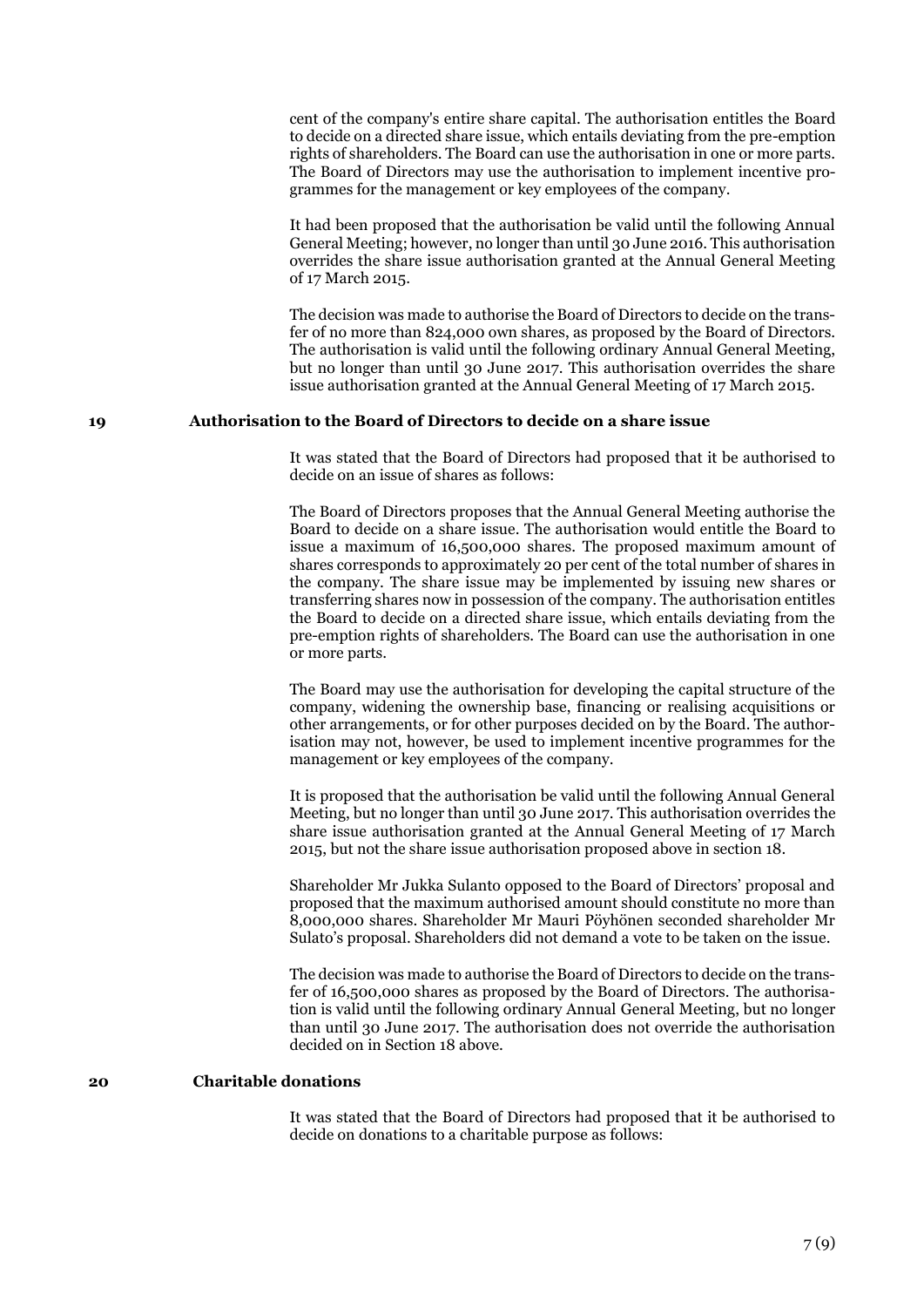cent of the company's entire share capital. The authorisation entitles the Board to decide on a directed share issue, which entails deviating from the pre-emption rights of shareholders. The Board can use the authorisation in one or more parts. The Board of Directors may use the authorisation to implement incentive programmes for the management or key employees of the company.

It had been proposed that the authorisation be valid until the following Annual General Meeting; however, no longer than until 30 June 2016. This authorisation overrides the share issue authorisation granted at the Annual General Meeting of 17 March 2015.

The decision was made to authorise the Board of Directors to decide on the transfer of no more than 824,000 own shares, as proposed by the Board of Directors. The authorisation is valid until the following ordinary Annual General Meeting, but no longer than until 30 June 2017. This authorisation overrides the share issue authorisation granted at the Annual General Meeting of 17 March 2015.

## 19 Authorisation to the Board of Directors to decide on a share issue

It was stated that the Board of Directors had proposed that it be authorised to decide on an issue of shares as follows:

The Board of Directors proposes that the Annual General Meeting authorise the Board to decide on a share issue. The authorisation would entitle the Board to issue a maximum of 16,500,000 shares. The proposed maximum amount of shares corresponds to approximately 20 per cent of the total number of shares in the company. The share issue may be implemented by issuing new shares or transferring shares now in possession of the company. The authorisation entitles the Board to decide on a directed share issue, which entails deviating from the pre-emption rights of shareholders. The Board can use the authorisation in one or more parts.

The Board may use the authorisation for developing the capital structure of the company, widening the ownership base, financing or realising acquisitions or other arrangements, or for other purposes decided on by the Board. The authorisation may not, however, be used to implement incentive programmes for the management or key employees of the company.

It is proposed that the authorisation be valid until the following Annual General Meeting, but no longer than until 30 June 2017. This authorisation overrides the share issue authorisation granted at the Annual General Meeting of 17 March 2015, but not the share issue authorisation proposed above in section 18.

Shareholder Mr Jukka Sulanto opposed to the Board of Directors' proposal and proposed that the maximum authorised amount should constitute no more than 8,000,000 shares. Shareholder Mr Mauri Pöyhönen seconded shareholder Mr Sulato's proposal. Shareholders did not demand a vote to be taken on the issue.

The decision was made to authorise the Board of Directors to decide on the transfer of 16,500,000 shares as proposed by the Board of Directors. The authorisation is valid until the following ordinary Annual General Meeting, but no longer than until 30 June 2017. The authorisation does not override the authorisation decided on in Section 18 above.

## 20 Charitable donations

It was stated that the Board of Directors had proposed that it be authorised to decide on donations to a charitable purpose as follows: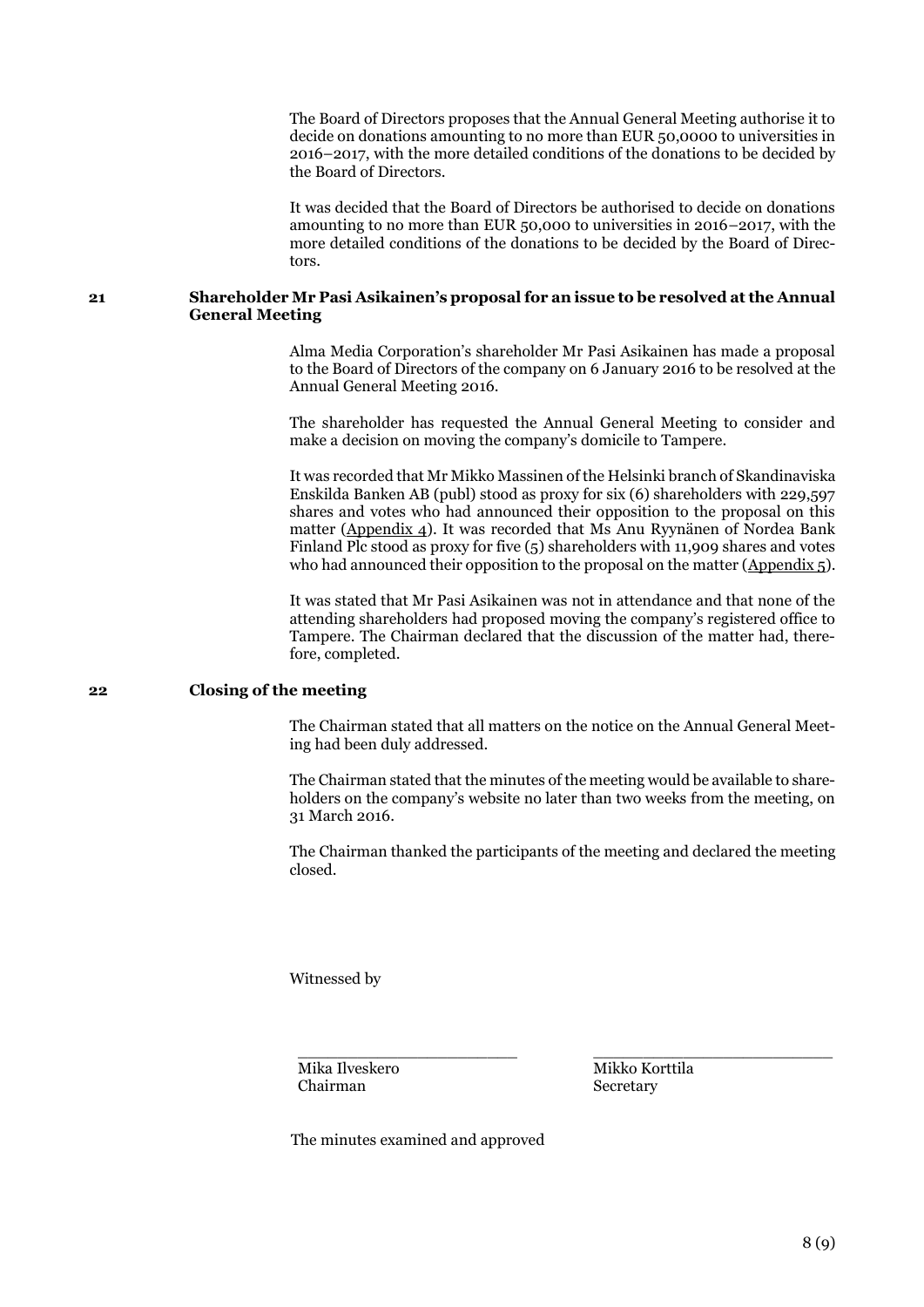The Board of Directors proposes that the Annual General Meeting authorise it to decide on donations amounting to no more than EUR 50,0000 to universities in 2016–2017, with the more detailed conditions of the donations to be decided by the Board of Directors.

It was decided that the Board of Directors be authorised to decide on donations amounting to no more than EUR 50,000 to universities in 2016–2017, with the more detailed conditions of the donations to be decided by the Board of Directors.

## 21 Shareholder Mr Pasi Asikainen's proposal for an issue to be resolved at the Annual General Meeting

Alma Media Corporation's shareholder Mr Pasi Asikainen has made a proposal to the Board of Directors of the company on 6 January 2016 to be resolved at the Annual General Meeting 2016.

The shareholder has requested the Annual General Meeting to consider and make a decision on moving the company's domicile to Tampere.

It was recorded that Mr Mikko Massinen of the Helsinki branch of Skandinaviska Enskilda Banken AB (publ) stood as proxy for six (6) shareholders with 229,597 shares and votes who had announced their opposition to the proposal on this matter (Appendix 4). It was recorded that Ms Anu Ryynänen of Nordea Bank Finland Plc stood as proxy for five (5) shareholders with 11,909 shares and votes who had announced their opposition to the proposal on the matter (Appendix 5).

It was stated that Mr Pasi Asikainen was not in attendance and that none of the attending shareholders had proposed moving the company's registered office to Tampere. The Chairman declared that the discussion of the matter had, therefore, completed.

## 22 Closing of the meeting

The Chairman stated that all matters on the notice on the Annual General Meeting had been duly addressed.

The Chairman stated that the minutes of the meeting would be available to shareholders on the company's website no later than two weeks from the meeting, on 31 March 2016.

The Chairman thanked the participants of the meeting and declared the meeting closed.

Witnessed by

| \_\_\_\_\_\_\_\_\_\_\_\_\_\_\_\_\_\_\_\_\_\_ | \_\_\_\_\_\_\_\_\_\_\_\_\_\_\_\_\_\_\_\_\_\_ |
|---|---|
| Mika Ilveskero<br>Chairman | Mikko Korttila<br>Secretary |

The minutes examined and approved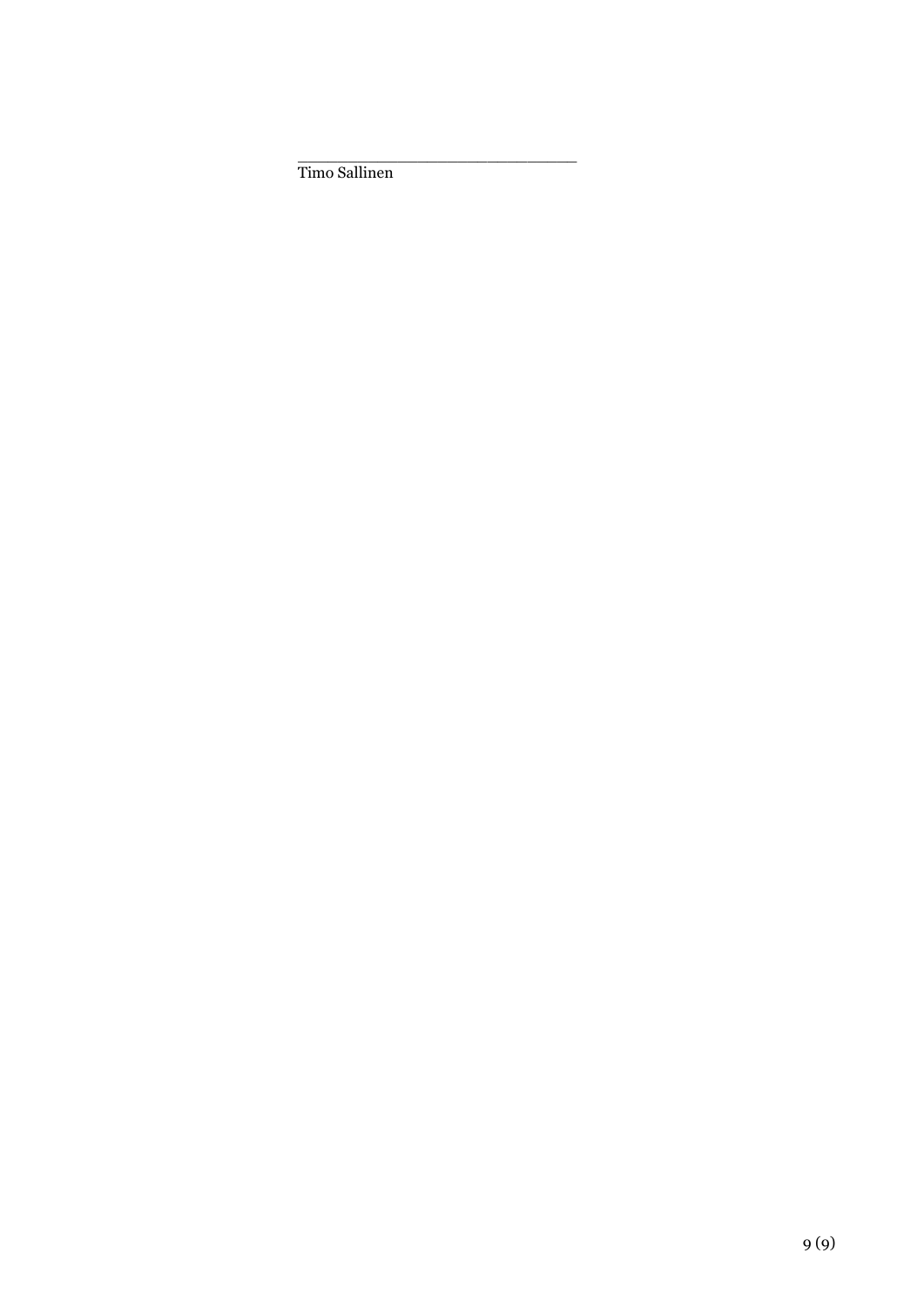\_\_\_\_\_\_\_\_\_\_\_\_\_\_\_\_\_\_\_\_\_\_\_\_\_\_\_\_\_\_

Timo Sallinen